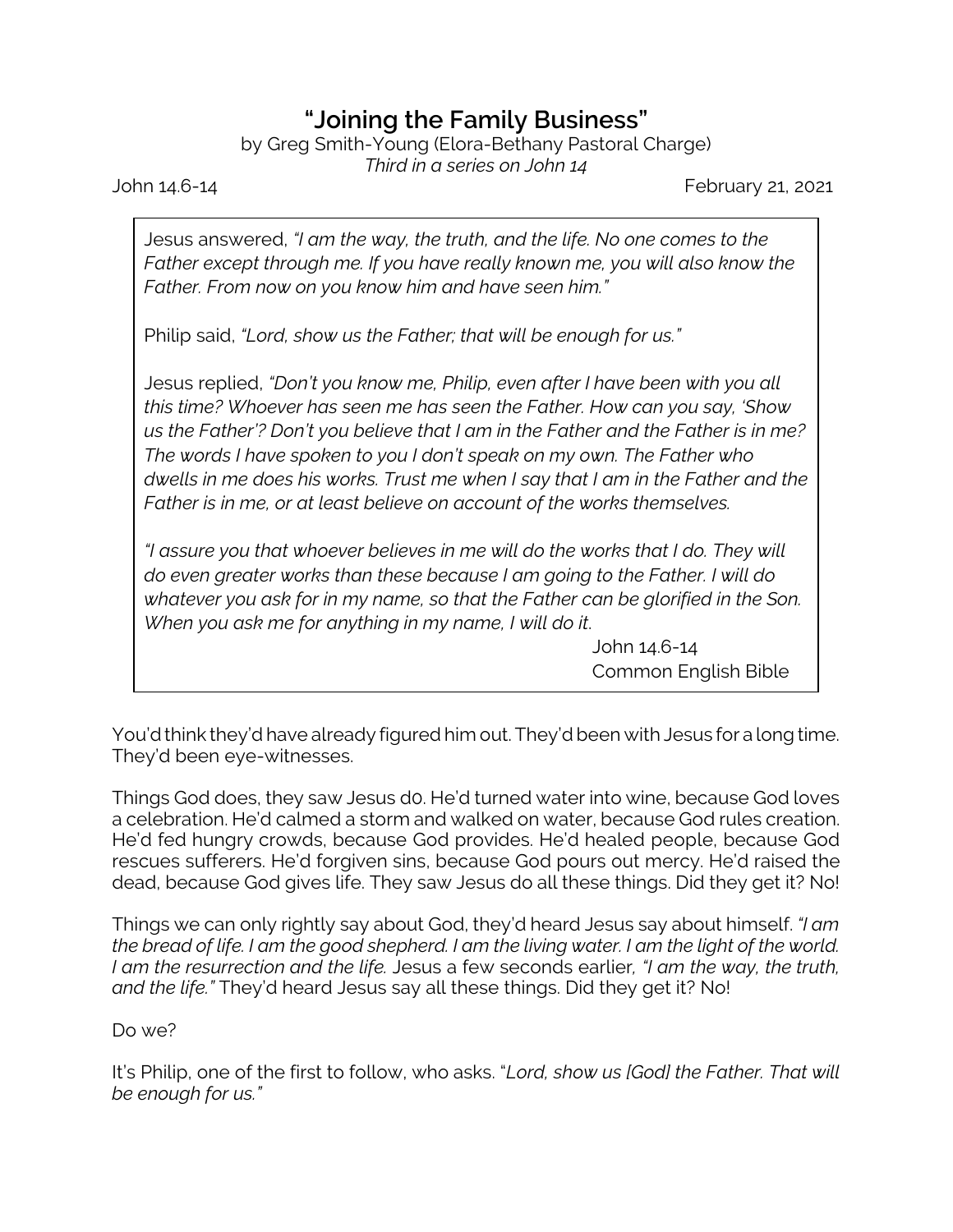# "Joining the Family Business"

by Greg Smith-Young (Elora-Bethany Pastoral Charge)
*Third in a series on John 14*

John 14.6-14 February 21, 2021

> Jesus answered, *"I am the way, the truth, and the life. No one comes to the Father except through me. If you have really known me, you will also know the Father. From now on you know him and have seen him."*
>
> Philip said, *"Lord, show us the Father; that will be enough for us."*
>
> Jesus replied, *"Don't you know me, Philip, even after I have been with you all this time? Whoever has seen me has seen the Father. How can you say, 'Show us the Father'? Don't you believe that I am in the Father and the Father is in me? The words I have spoken to you I don't speak on my own. The Father who dwells in me does his works. Trust me when I say that I am in the Father and the Father is in me, or at least believe on account of the works themselves.*
>
> *"I assure you that whoever believes in me will do the works that I do. They will do even greater works than these because I am going to the Father. I will do whatever you ask for in my name, so that the Father can be glorified in the Son. When you ask me for anything in my name, I will do it.*
>
> John 14.6-14
> Common English Bible

You'd think they'd have already figured him out. They'd been with Jesus for a long time. They'd been eye-witnesses.

Things God does, they saw Jesus d0. He'd turned water into wine, because God loves a celebration. He'd calmed a storm and walked on water, because God rules creation. He'd fed hungry crowds, because God provides. He'd healed people, because God rescues sufferers. He'd forgiven sins, because God pours out mercy. He'd raised the dead, because God gives life. They saw Jesus do all these things. Did they get it? No!

Things we can only rightly say about God, they'd heard Jesus say about himself. *"I am the bread of life. I am the good shepherd. I am the living water. I am the light of the world. I am the resurrection and the life.* Jesus a few seconds earlier, *"I am the way, the truth, and the life."* They'd heard Jesus say all these things. Did they get it? No!

Do we?

It's Philip, one of the first to follow, who asks. "*Lord, show us [God] the Father. That will be enough for us."*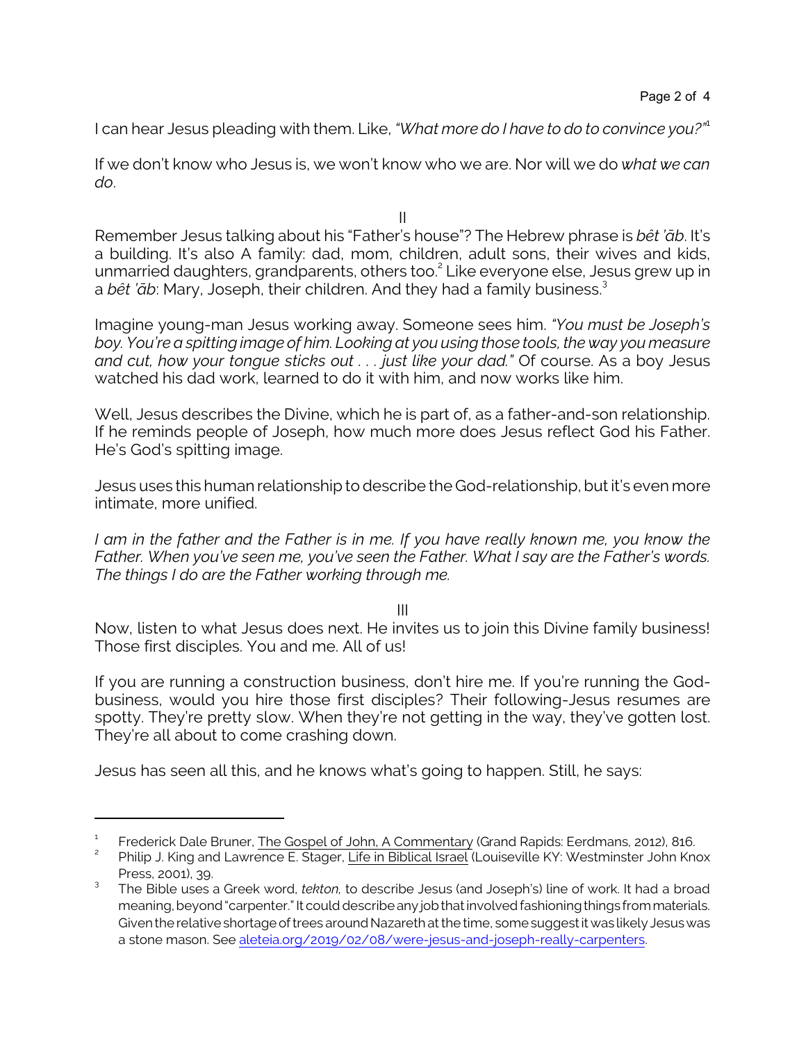I can hear Jesus pleading with them. Like, *"What more do I have to do to convince you?"*[1]

If we don't know who Jesus is, we won't know who we are. Nor will we do *what we can do*.

II

Remember Jesus talking about his "Father's house"? The Hebrew phrase is *bêt 'āb*. It's a building. It's also A family: dad, mom, children, adult sons, their wives and kids, unmarried daughters, grandparents, others too.[2] Like everyone else, Jesus grew up in a *bêt 'āb*: Mary, Joseph, their children. And they had a family business.[3]

Imagine young-man Jesus working away. Someone sees him. *"You must be Joseph's boy. You're a spitting image of him. Looking at you using those tools, the way you measure and cut, how your tongue sticks out . . . just like your dad."* Of course. As a boy Jesus watched his dad work, learned to do it with him, and now works like him.

Well, Jesus describes the Divine, which he is part of, as a father-and-son relationship. If he reminds people of Joseph, how much more does Jesus reflect God his Father. He's God's spitting image.

Jesus uses this human relationship to describe the God-relationship, but it's even more intimate, more unified.

*I am in the father and the Father is in me. If you have really known me, you know the Father. When you've seen me, you've seen the Father. What I say are the Father's words. The things I do are the Father working through me.*

III

Now, listen to what Jesus does next. He invites us to join this Divine family business! Those first disciples. You and me. All of us!

If you are running a construction business, don't hire me. If you're running the God-business, would you hire those first disciples? Their following-Jesus resumes are spotty. They're pretty slow. When they're not getting in the way, they've gotten lost. They're all about to come crashing down.

Jesus has seen all this, and he knows what's going to happen. Still, he says:

---

[1] Frederick Dale Bruner, The Gospel of John, A Commentary (Grand Rapids: Eerdmans, 2012), 816.

[2] Philip J. King and Lawrence E. Stager, Life in Biblical Israel (Louiseville KY: Westminster John Knox Press, 2001), 39.

[3] The Bible uses a Greek word, *tekton,* to describe Jesus (and Joseph's) line of work. It had a broad meaning, beyond "carpenter." It could describe any job that involved fashioning things from materials. Given the relative shortage of trees around Nazareth at the time, some suggest it was likely Jesus was a stone mason. See aleteia.org/2019/02/08/were-jesus-and-joseph-really-carpenters.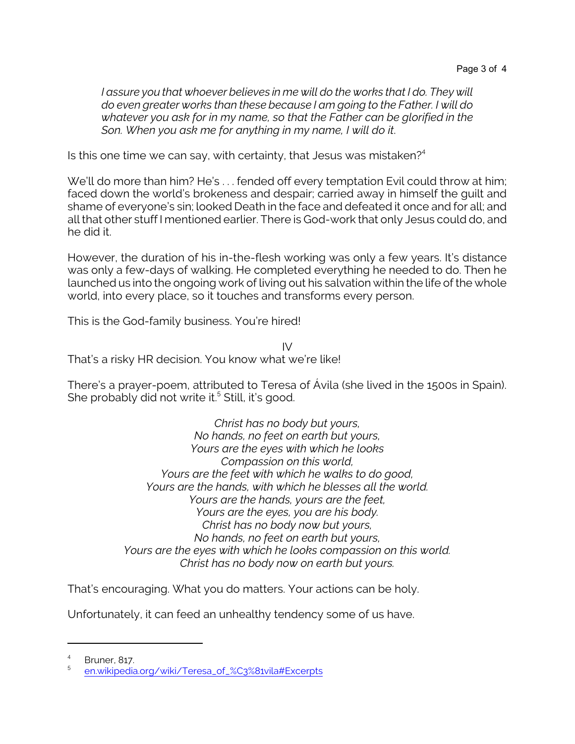*I assure you that whoever believes in me will do the works that I do. They will do even greater works than these because I am going to the Father. I will do whatever you ask for in my name, so that the Father can be glorified in the Son. When you ask me for anything in my name, I will do it.*

Is this one time we can say, with certainty, that Jesus was mistaken?[4]

We'll do more than him? He's . . . fended off every temptation Evil could throw at him; faced down the world's brokeness and despair; carried away in himself the guilt and shame of everyone's sin; looked Death in the face and defeated it once and for all; and all that other stuff I mentioned earlier. There is God-work that only Jesus could do, and he did it.

However, the duration of his in-the-flesh working was only a few years. It's distance was only a few-days of walking. He completed everything he needed to do. Then he launched us into the ongoing work of living out his salvation within the life of the whole world, into every place, so it touches and transforms every person.

This is the God-family business. You're hired!

IV

That's a risky HR decision. You know what we're like!

There's a prayer-poem, attributed to Teresa of Ávila (she lived in the 1500s in Spain). She probably did not write it.[5] Still, it's good.

*Christ has no body but yours,*
*No hands, no feet on earth but yours,*
*Yours are the eyes with which he looks*
*Compassion on this world,*
*Yours are the feet with which he walks to do good,*
*Yours are the hands, with which he blesses all the world.*
*Yours are the hands, yours are the feet,*
*Yours are the eyes, you are his body.*
*Christ has no body now but yours,*
*No hands, no feet on earth but yours,*
*Yours are the eyes with which he looks compassion on this world.*
*Christ has no body now on earth but yours.*

That's encouraging. What you do matters. Your actions can be holy.

Unfortunately, it can feed an unhealthy tendency some of us have.

---

[4] Bruner, 817.

[5] en.wikipedia.org/wiki/Teresa_of_%C3%81vila#Excerpts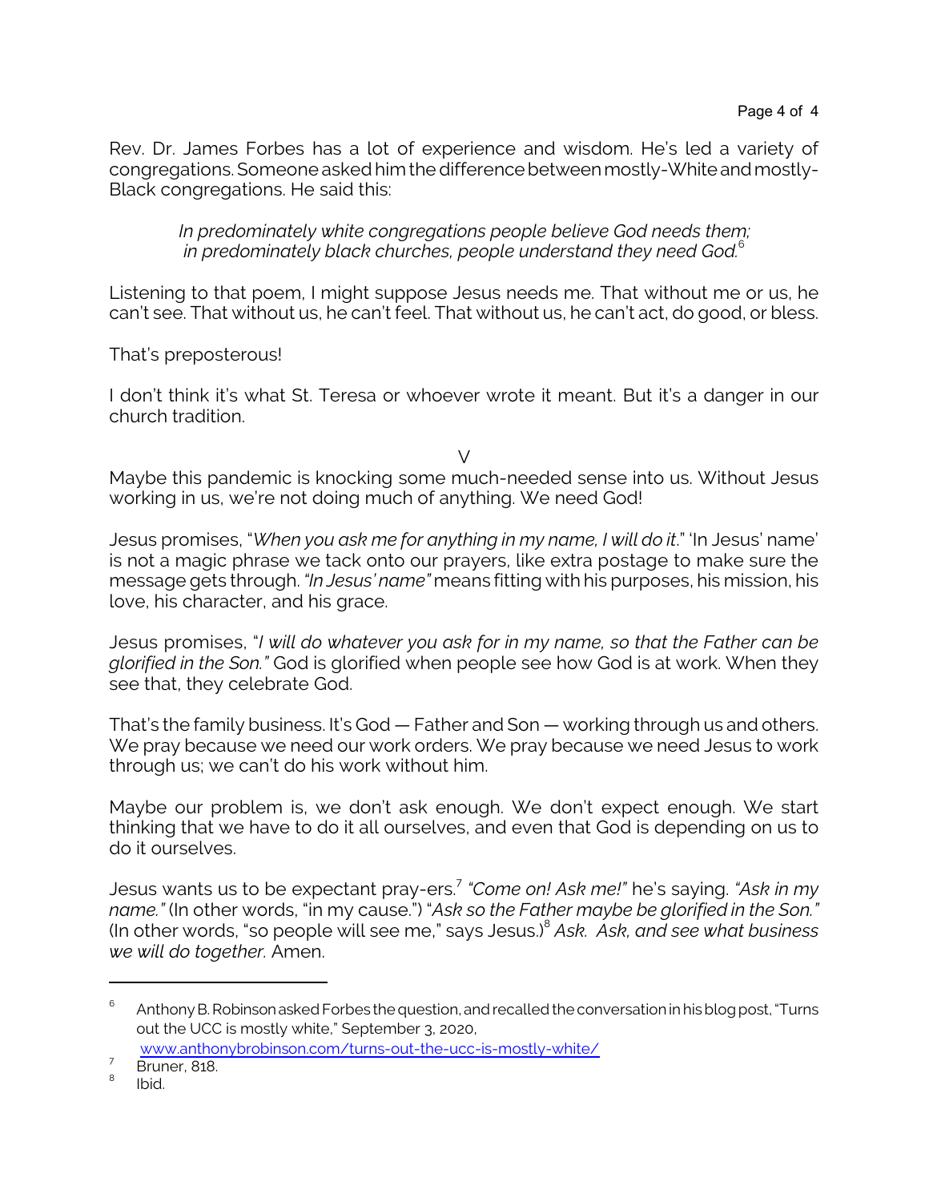Rev. Dr. James Forbes has a lot of experience and wisdom. He's led a variety of congregations. Someone asked him the difference between mostly-White and mostly-Black congregations. He said this:

> *In predominately white congregations people believe God needs them; in predominately black churches, people understand they need God.*[6]

Listening to that poem, I might suppose Jesus needs me. That without me or us, he can't see. That without us, he can't feel. That without us, he can't act, do good, or bless.

That's preposterous!

I don't think it's what St. Teresa or whoever wrote it meant. But it's a danger in our church tradition.

V

Maybe this pandemic is knocking some much-needed sense into us. Without Jesus working in us, we're not doing much of anything. We need God!

Jesus promises, "*When you ask me for anything in my name, I will do it.*" 'In Jesus' name' is not a magic phrase we tack onto our prayers, like extra postage to make sure the message gets through. *"In Jesus' name"* means fitting with his purposes, his mission, his love, his character, and his grace.

Jesus promises, "*I will do whatever you ask for in my name, so that the Father can be glorified in the Son."* God is glorified when people see how God is at work. When they see that, they celebrate God.

That's the family business. It's God — Father and Son — working through us and others. We pray because we need our work orders. We pray because we need Jesus to work through us; we can't do his work without him.

Maybe our problem is, we don't ask enough. We don't expect enough. We start thinking that we have to do it all ourselves, and even that God is depending on us to do it ourselves.

Jesus wants us to be expectant pray-ers.[7] *"Come on! Ask me!"* he's saying. *"Ask in my name."* (In other words, "in my cause.") "*Ask so the Father maybe be glorified in the Son."* (In other words, "so people will see me," says Jesus.)[8] *Ask. Ask, and see what business we will do together.* Amen.

---

[6] Anthony B. Robinson asked Forbes the question, and recalled the conversation in his blog post, "Turns out the UCC is mostly white," September 3, 2020, www.anthonybrobinson.com/turns-out-the-ucc-is-mostly-white/

[7] Bruner, 818.

[8] Ibid.